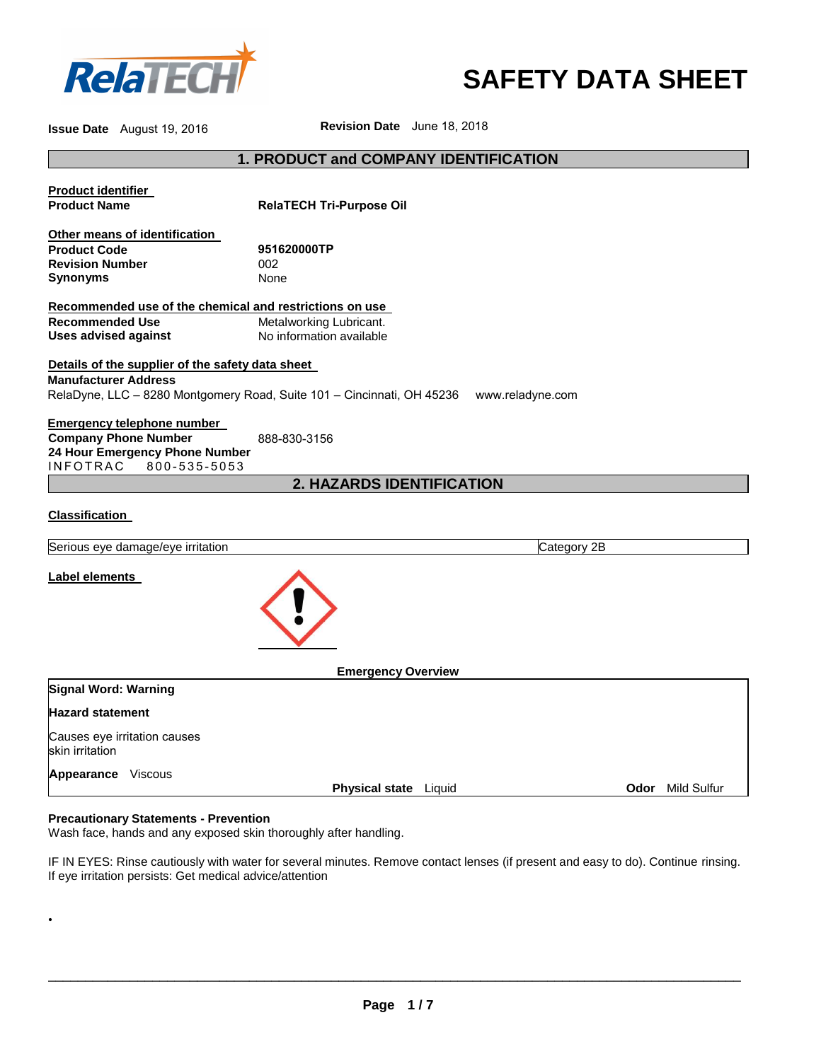# SAFETY DATA SHEET

**Issue Date** August 19, 2016 **Revision Date** June 18, 2018

## 1. PRODUCT and COMPANY IDENTIFICATION

**Product identifier**

| | |
|---|---|
| **Product Name** | **RelaTECH Tri-Purpose Oil** |

**Other means of identification**

| | |
|---|---|
| **Product Code** | **951620000TP** |
| **Revision Number** | 002 |
| **Synonyms** | None |

**Recommended use of the chemical and restrictions on use**

| | |
|---|---|
| **Recommended Use** | Metalworking Lubricant. |
| **Uses advised against** | No information available |

**Details of the supplier of the safety data sheet**

**Manufacturer Address**
RelaDyne, LLC – 8280 Montgomery Road, Suite 101 – Cincinnati, OH 45236 www.reladyne.com

**Emergency telephone number**

| | |
|---|---|
| **Company Phone Number** | 888-830-3156 |
| **24 Hour Emergency Phone Number** | |
| INFOTRAC 800-535-5053 | |

## 2. HAZARDS IDENTIFICATION

**Classification**

| | |
|---|---|
| Serious eye damage/eye irritation | Category 2B |

**Label elements**

**Emergency Overview**

**Signal Word: Warning**

**Hazard statement**

Causes eye irritation causes skin irritation

**Appearance** Viscous **Physical state** Liquid **Odor** Mild Sulfur

**Precautionary Statements - Prevention**
Wash face, hands and any exposed skin thoroughly after handling.

IF IN EYES: Rinse cautiously with water for several minutes. Remove contact lenses (if present and easy to do). Continue rinsing. If eye irritation persists: Get medical advice/attention

•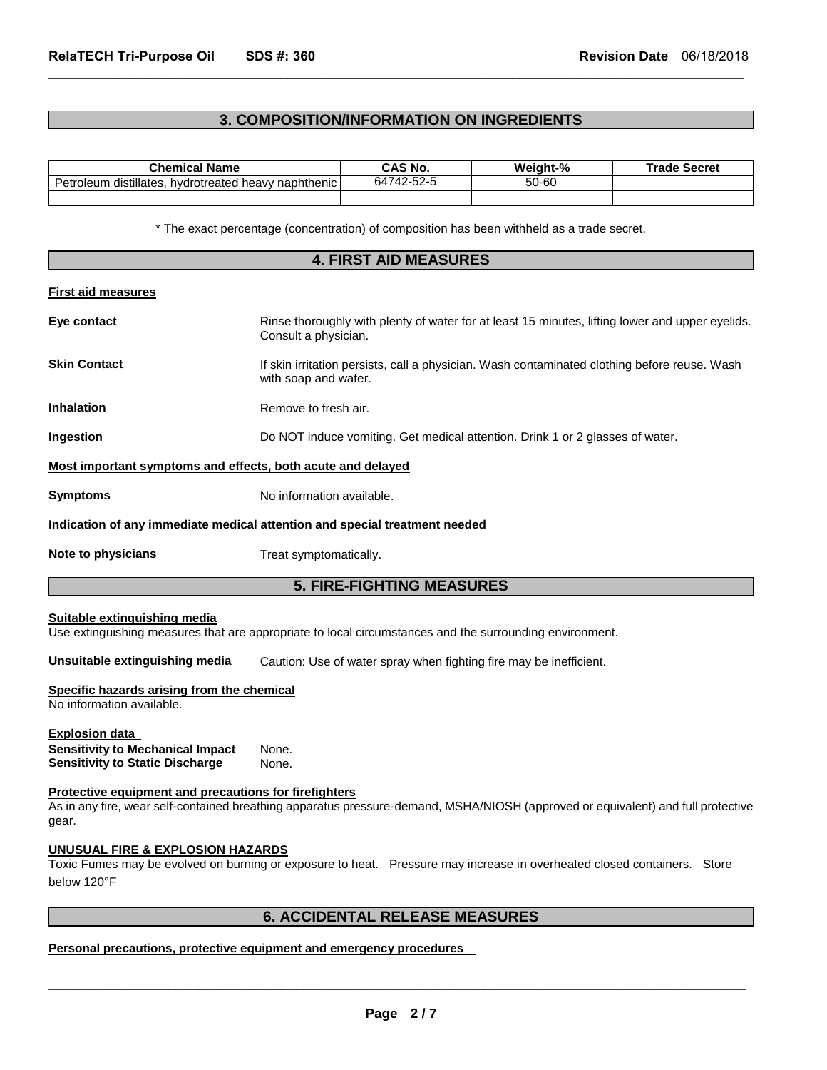## 3. COMPOSITION/INFORMATION ON INGREDIENTS

| Chemical Name | CAS No. | Weight-% | Trade Secret |
| --- | --- | --- | --- |
| Petroleum distillates, hydrotreated heavy naphthenic | 64742-52-5 | 50-60 | |
| | | | |

\* The exact percentage (concentration) of composition has been withheld as a trade secret.

## 4. FIRST AID MEASURES

**First aid measures**

**Eye contact** Rinse thoroughly with plenty of water for at least 15 minutes, lifting lower and upper eyelids. Consult a physician.

**Skin Contact** If skin irritation persists, call a physician. Wash contaminated clothing before reuse. Wash with soap and water.

**Inhalation** Remove to fresh air.

**Ingestion** Do NOT induce vomiting. Get medical attention. Drink 1 or 2 glasses of water.

**Most important symptoms and effects, both acute and delayed**

**Symptoms** No information available.

**Indication of any immediate medical attention and special treatment needed**

**Note to physicians** Treat symptomatically.

## 5. FIRE-FIGHTING MEASURES

**Suitable extinguishing media**
Use extinguishing measures that are appropriate to local circumstances and the surrounding environment.

**Unsuitable extinguishing media** Caution: Use of water spray when fighting fire may be inefficient.

**Specific hazards arising from the chemical**
No information available.

**Explosion data**
**Sensitivity to Mechanical Impact** None.
**Sensitivity to Static Discharge** None.

**Protective equipment and precautions for firefighters**
As in any fire, wear self-contained breathing apparatus pressure-demand, MSHA/NIOSH (approved or equivalent) and full protective gear.

**UNUSUAL FIRE & EXPLOSION HAZARDS**
Toxic Fumes may be evolved on burning or exposure to heat. Pressure may increase in overheated closed containers. Store below 120°F

## 6. ACCIDENTAL RELEASE MEASURES

**Personal precautions, protective equipment and emergency procedures**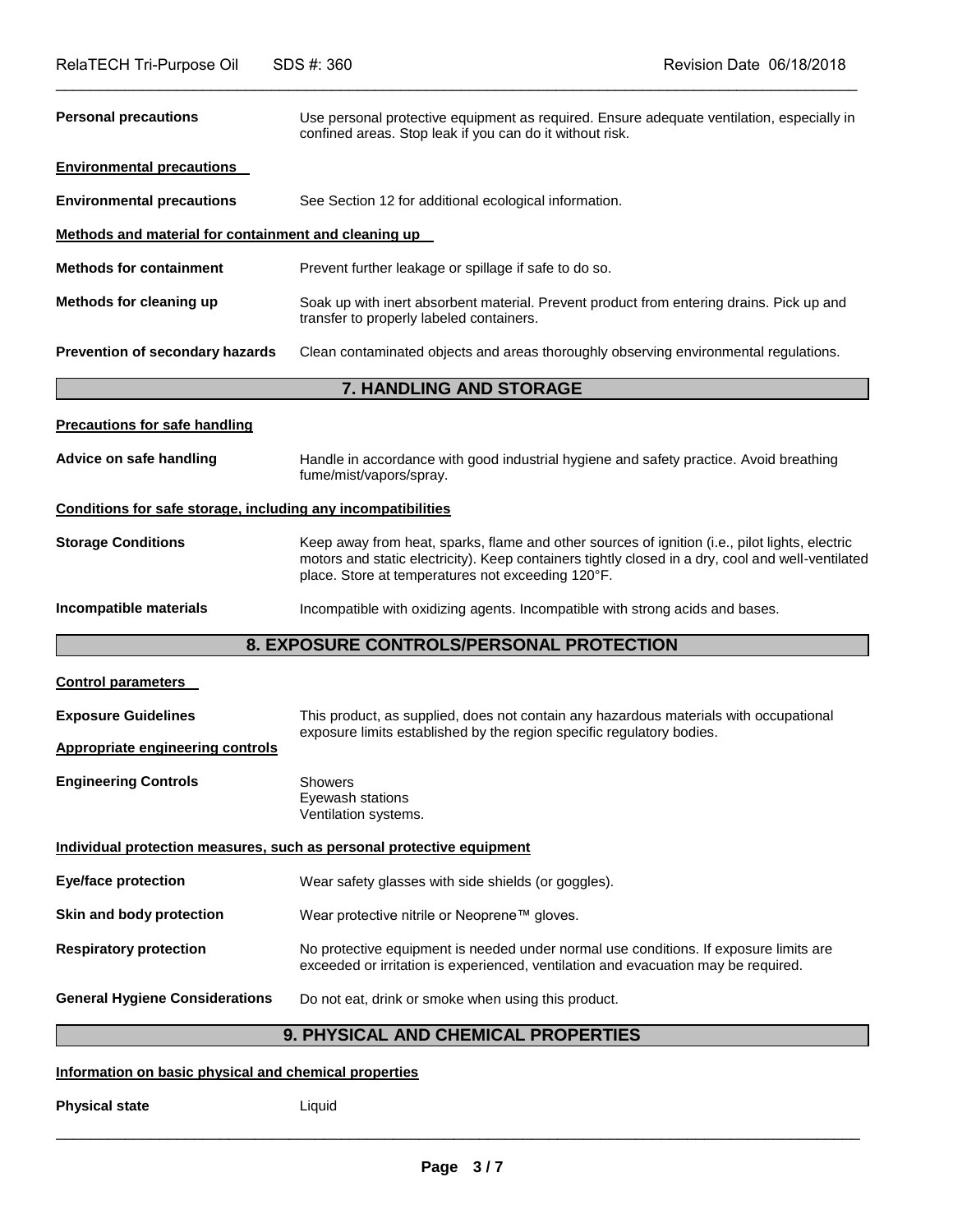**Personal precautions** Use personal protective equipment as required. Ensure adequate ventilation, especially in confined areas. Stop leak if you can do it without risk.

**Environmental precautions**

**Environmental precautions** See Section 12 for additional ecological information.

**Methods and material for containment and cleaning up**

**Methods for containment** Prevent further leakage or spillage if safe to do so.

**Methods for cleaning up** Soak up with inert absorbent material. Prevent product from entering drains. Pick up and transfer to properly labeled containers.

**Prevention of secondary hazards** Clean contaminated objects and areas thoroughly observing environmental regulations.

## 7. HANDLING AND STORAGE

**Precautions for safe handling**

**Advice on safe handling** Handle in accordance with good industrial hygiene and safety practice. Avoid breathing fume/mist/vapors/spray.

**Conditions for safe storage, including any incompatibilities**

**Storage Conditions** Keep away from heat, sparks, flame and other sources of ignition (i.e., pilot lights, electric motors and static electricity). Keep containers tightly closed in a dry, cool and well-ventilated place. Store at temperatures not exceeding 120°F.

**Incompatible materials** Incompatible with oxidizing agents. Incompatible with strong acids and bases.

## 8. EXPOSURE CONTROLS/PERSONAL PROTECTION

**Control parameters**

**Exposure Guidelines** This product, as supplied, does not contain any hazardous materials with occupational exposure limits established by the region specific regulatory bodies.

**Appropriate engineering controls**

**Engineering Controls** Showers
Eyewash stations
Ventilation systems.

**Individual protection measures, such as personal protective equipment**

**Eye/face protection** Wear safety glasses with side shields (or goggles).

**Skin and body protection** Wear protective nitrile or Neoprene™ gloves.

**Respiratory protection** No protective equipment is needed under normal use conditions. If exposure limits are exceeded or irritation is experienced, ventilation and evacuation may be required.

**General Hygiene Considerations** Do not eat, drink or smoke when using this product.

## 9. PHYSICAL AND CHEMICAL PROPERTIES

**Information on basic physical and chemical properties**

**Physical state** Liquid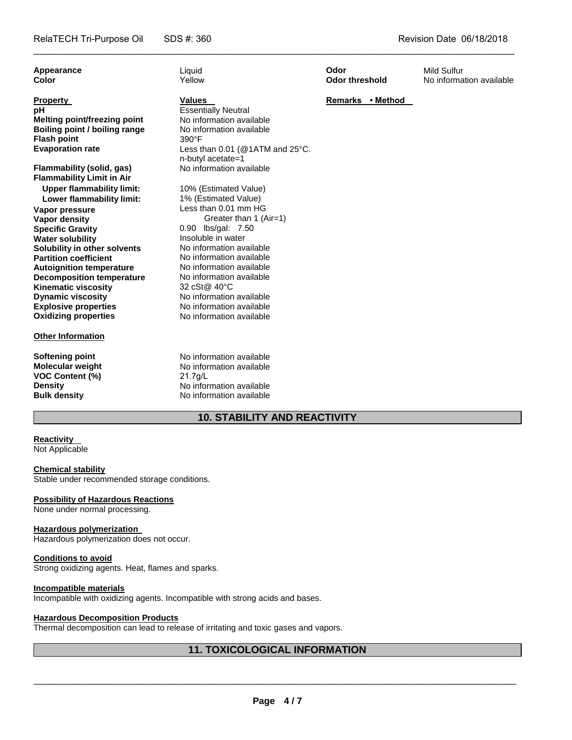| | | | |
|---|---|---|---|
| **Appearance** | Liquid | **Odor** | Mild Sulfur |
| **Color** | Yellow | **Odor threshold** | No information available |

| Property | Values | Remarks • Method |
|---|---|---|
| **pH** | Essentially Neutral | |
| **Melting point/freezing point** | No information available | |
| **Boiling point / boiling range** | No information available | |
| **Flash point** | 390°F | |
| **Evaporation rate** | Less than 0.01 (@1ATM and 25°C. n-butyl acetate=1 | |
| **Flammability (solid, gas)** | No information available | |
| **Flammability Limit in Air** | | |
| **Upper flammability limit:** | 10% (Estimated Value) | |
| **Lower flammability limit:** | 1% (Estimated Value) | |
| **Vapor pressure** | Less than 0.01 mm HG | |
| **Vapor density** | Greater than 1 (Air=1) | |
| **Specific Gravity** | 0.90 lbs/gal: 7.50 | |
| **Water solubility** | Insoluble in water | |
| **Solubility in other solvents** | No information available | |
| **Partition coefficient** | No information available | |
| **Autoignition temperature** | No information available | |
| **Decomposition temperature** | No information available | |
| **Kinematic viscosity** | 32 cSt@ 40°C | |
| **Dynamic viscosity** | No information available | |
| **Explosive properties** | No information available | |
| **Oxidizing properties** | No information available | |

**Other Information**

| | |
|---|---|
| **Softening point** | No information available |
| **Molecular weight** | No information available |
| **VOC Content (%)** | 21.7g/L |
| **Density** | No information available |
| **Bulk density** | No information available |

## 10. STABILITY AND REACTIVITY

**Reactivity**
Not Applicable

**Chemical stability**
Stable under recommended storage conditions.

**Possibility of Hazardous Reactions**
None under normal processing.

**Hazardous polymerization**
Hazardous polymerization does not occur.

**Conditions to avoid**
Strong oxidizing agents. Heat, flames and sparks.

**Incompatible materials**
Incompatible with oxidizing agents. Incompatible with strong acids and bases.

**Hazardous Decomposition Products**
Thermal decomposition can lead to release of irritating and toxic gases and vapors.

## 11. TOXICOLOGICAL INFORMATION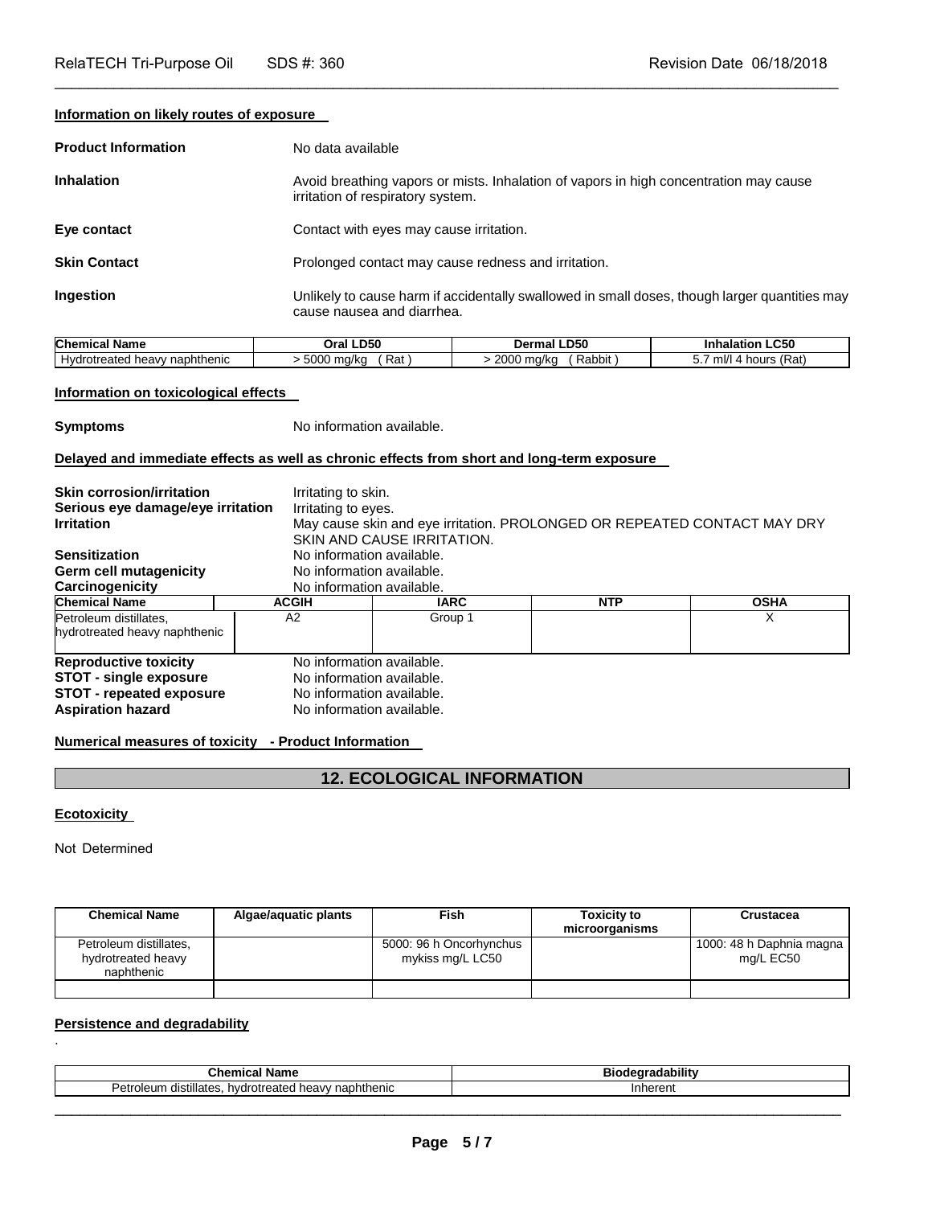**Information on likely routes of exposure**

| | |
|---|---|
| **Product Information** | No data available |
| **Inhalation** | Avoid breathing vapors or mists. Inhalation of vapors in high concentration may cause irritation of respiratory system. |
| **Eye contact** | Contact with eyes may cause irritation. |
| **Skin Contact** | Prolonged contact may cause redness and irritation. |
| **Ingestion** | Unlikely to cause harm if accidentally swallowed in small doses, though larger quantities may cause nausea and diarrhea. |

| Chemical Name | Oral LD50 | Dermal LD50 | Inhalation LC50 |
|---|---|---|---|
| Hydrotreated heavy naphthenic | > 5000 mg/kg ( Rat ) | > 2000 mg/kg ( Rabbit ) | 5.7 ml/l 4 hours (Rat) |

**Information on toxicological effects**

**Symptoms** No information available.

**Delayed and immediate effects as well as chronic effects from short and long-term exposure**

| | |
|---|---|
| **Skin corrosion/irritation** | Irritating to skin. |
| **Serious eye damage/eye irritation** | Irritating to eyes. |
| **Irritation** | May cause skin and eye irritation. PROLONGED OR REPEATED CONTACT MAY DRY SKIN AND CAUSE IRRITATION. |
| **Sensitization** | No information available. |
| **Germ cell mutagenicity** | No information available. |
| **Carcinogenicity** | No information available. |

| Chemical Name | ACGIH | IARC | NTP | OSHA |
|---|---|---|---|---|
| Petroleum distillates, hydrotreated heavy naphthenic | A2 | Group 1 | | X |

| | |
|---|---|
| **Reproductive toxicity** | No information available. |
| **STOT - single exposure** | No information available. |
| **STOT - repeated exposure** | No information available. |
| **Aspiration hazard** | No information available. |

**Numerical measures of toxicity - Product Information**

## 12. ECOLOGICAL INFORMATION

**Ecotoxicity**

Not Determined

| Chemical Name | Algae/aquatic plants | Fish | Toxicity to microorganisms | Crustacea |
|---|---|---|---|---|
| Petroleum distillates, hydrotreated heavy naphthenic | | 5000: 96 h Oncorhynchus mykiss mg/L LC50 | | 1000: 48 h Daphnia magna mg/L EC50 |
| | | | | |

**Persistence and degradability**

.

| Chemical Name | Biodegradability |
|---|---|
| Petroleum distillates, hydrotreated heavy naphthenic | Inherent |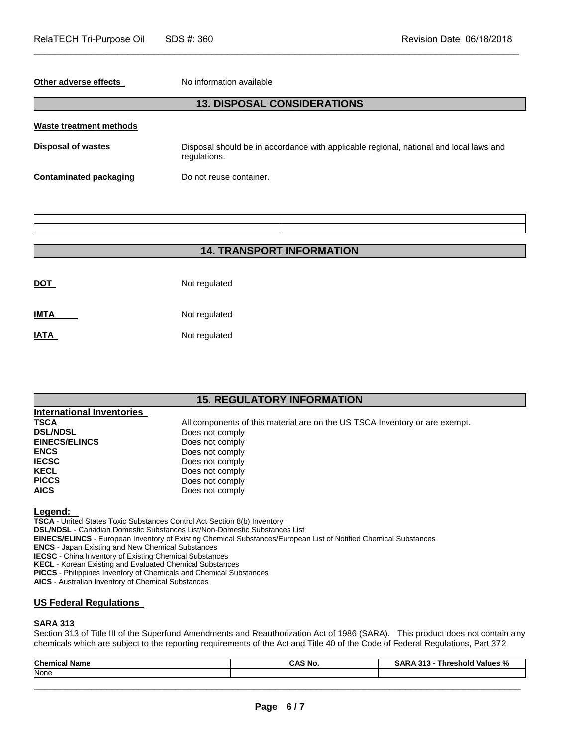**Other adverse effects** No information available

## 13. DISPOSAL CONSIDERATIONS

**Waste treatment methods**

**Disposal of wastes** Disposal should be in accordance with applicable regional, national and local laws and regulations.

**Contaminated packaging** Do not reuse container.

| | |
|---|---|
| | |

## 14. TRANSPORT INFORMATION

**DOT** Not regulated

**IMTA** Not regulated

**IATA** Not regulated

## 15. REGULATORY INFORMATION

**International Inventories**

**TSCA** All components of this material are on the US TSCA Inventory or are exempt.
**DSL/NDSL** Does not comply
**EINECS/ELINCS** Does not comply
**ENCS** Does not comply
**IECSC** Does not comply
**KECL** Does not comply
**PICCS** Does not comply
**AICS** Does not comply

**Legend:**

**TSCA** - United States Toxic Substances Control Act Section 8(b) Inventory
**DSL/NDSL** - Canadian Domestic Substances List/Non-Domestic Substances List
**EINECS/ELINCS** - European Inventory of Existing Chemical Substances/European List of Notified Chemical Substances
**ENCS** - Japan Existing and New Chemical Substances
**IECSC** - China Inventory of Existing Chemical Substances
**KECL** - Korean Existing and Evaluated Chemical Substances
**PICCS** - Philippines Inventory of Chemicals and Chemical Substances
**AICS** - Australian Inventory of Chemical Substances

**US Federal Regulations**

**SARA 313**

Section 313 of Title III of the Superfund Amendments and Reauthorization Act of 1986 (SARA). This product does not contain any chemicals which are subject to the reporting requirements of the Act and Title 40 of the Code of Federal Regulations, Part 372

| Chemical Name | CAS No. | SARA 313 - Threshold Values % |
|---|---|---|
| None | | |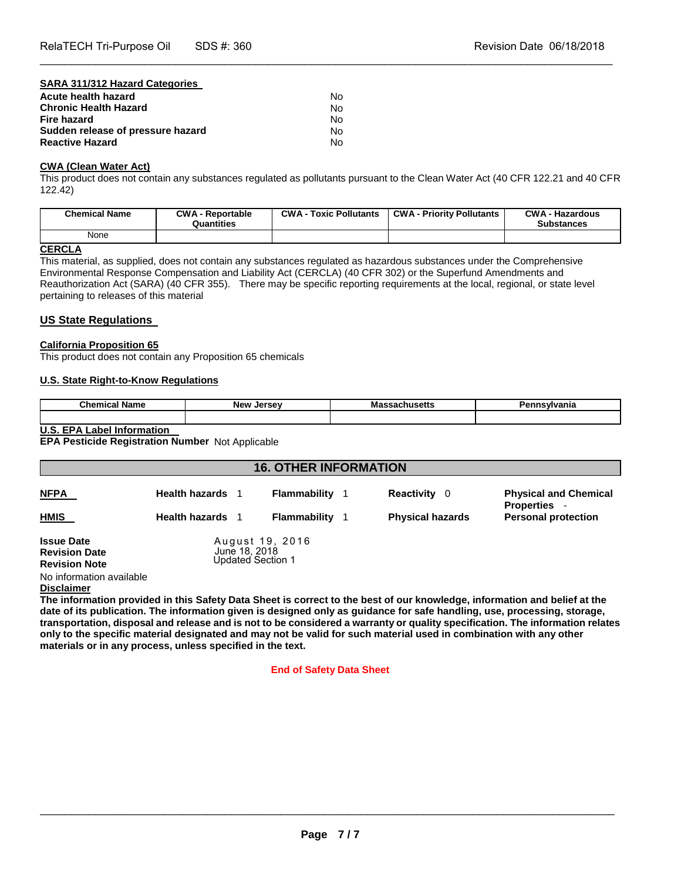#### SARA 311/312 Hazard Categories

| | |
|---|---|
| **Acute health hazard** | No |
| **Chronic Health Hazard** | No |
| **Fire hazard** | No |
| **Sudden release of pressure hazard** | No |
| **Reactive Hazard** | No |

#### CWA (Clean Water Act)

This product does not contain any substances regulated as pollutants pursuant to the Clean Water Act (40 CFR 122.21 and 40 CFR 122.42)

| Chemical Name | CWA - Reportable Quantities | CWA - Toxic Pollutants | CWA - Priority Pollutants | CWA - Hazardous Substances |
|---|---|---|---|---|
| None | | | | |

#### CERCLA

This material, as supplied, does not contain any substances regulated as hazardous substances under the Comprehensive Environmental Response Compensation and Liability Act (CERCLA) (40 CFR 302) or the Superfund Amendments and Reauthorization Act (SARA) (40 CFR 355). There may be specific reporting requirements at the local, regional, or state level pertaining to releases of this material

### US State Regulations

#### California Proposition 65

This product does not contain any Proposition 65 chemicals

#### U.S. State Right-to-Know Regulations

| Chemical Name | New Jersey | Massachusetts | Pennsylvania |
|---|---|---|---|
| | | | |

#### U.S. EPA Label Information

**EPA Pesticide Registration Number** Not Applicable

## 16. OTHER INFORMATION

| | | | | |
|---|---|---|---|---|
| **NFPA** | **Health hazards** 1 | **Flammability** 1 | **Reactivity** 0 | **Physical and Chemical Properties** - |
| **HMIS** | **Health hazards** 1 | **Flammability** 1 | **Physical hazards** | **Personal protection** |

| | |
|---|---|
| **Issue Date** | August 19, 2016 |
| **Revision Date** | June 18, 2018 |
| **Revision Note** | Updated Section 1 |

No information available

**Disclaimer**

**The information provided in this Safety Data Sheet is correct to the best of our knowledge, information and belief at the date of its publication. The information given is designed only as guidance for safe handling, use, processing, storage, transportation, disposal and release and is not to be considered a warranty or quality specification. The information relates only to the specific material designated and may not be valid for such material used in combination with any other materials or in any process, unless specified in the text.**

**End of Safety Data Sheet**